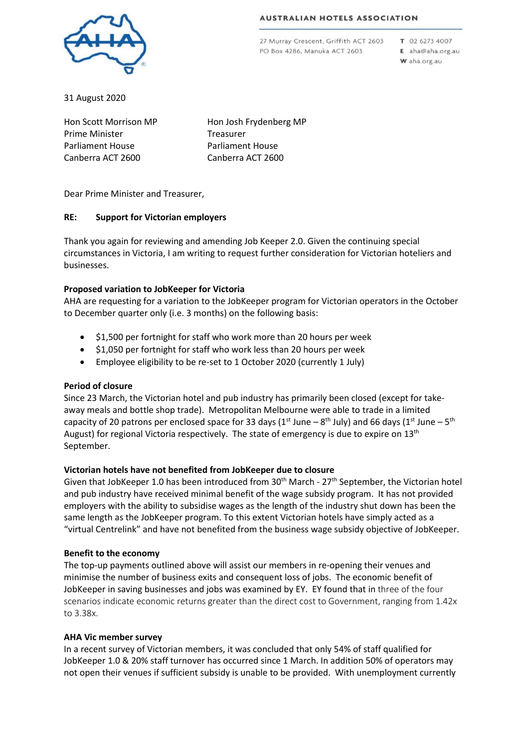AUSTRALIAN HOTELS ASSOCIATION

27 Murray Crescent, Griffith ACT 2603
PO Box 4286, Manuka ACT 2603

T 02 6273 4007
E aha@aha.org.au
W aha.org.au

31 August 2020

Hon Scott Morrison MP
Prime Minister
Parliament House
Canberra ACT 2600

Hon Josh Frydenberg MP
Treasurer
Parliament House
Canberra ACT 2600

Dear Prime Minister and Treasurer,

**RE: Support for Victorian employers**

Thank you again for reviewing and amending Job Keeper 2.0. Given the continuing special circumstances in Victoria, I am writing to request further consideration for Victorian hoteliers and businesses.

**Proposed variation to JobKeeper for Victoria**

AHA are requesting for a variation to the JobKeeper program for Victorian operators in the October to December quarter only (i.e. 3 months) on the following basis:

- $1,500 per fortnight for staff who work more than 20 hours per week
- $1,050 per fortnight for staff who work less than 20 hours per week
- Employee eligibility to be re-set to 1 October 2020 (currently 1 July)

**Period of closure**

Since 23 March, the Victorian hotel and pub industry has primarily been closed (except for take-away meals and bottle shop trade). Metropolitan Melbourne were able to trade in a limited capacity of 20 patrons per enclosed space for 33 days (1st June – 8th July) and 66 days (1st June – 5th August) for regional Victoria respectively. The state of emergency is due to expire on 13th September.

**Victorian hotels have not benefited from JobKeeper due to closure**

Given that JobKeeper 1.0 has been introduced from 30th March - 27th September, the Victorian hotel and pub industry have received minimal benefit of the wage subsidy program. It has not provided employers with the ability to subsidise wages as the length of the industry shut down has been the same length as the JobKeeper program. To this extent Victorian hotels have simply acted as a "virtual Centrelink" and have not benefited from the business wage subsidy objective of JobKeeper.

**Benefit to the economy**

The top-up payments outlined above will assist our members in re-opening their venues and minimise the number of business exits and consequent loss of jobs. The economic benefit of JobKeeper in saving businesses and jobs was examined by EY. EY found that in three of the four scenarios indicate economic returns greater than the direct cost to Government, ranging from 1.42x to 3.38x.

**AHA Vic member survey**

In a recent survey of Victorian members, it was concluded that only 54% of staff qualified for JobKeeper 1.0 & 20% staff turnover has occurred since 1 March. In addition 50% of operators may not open their venues if sufficient subsidy is unable to be provided. With unemployment currently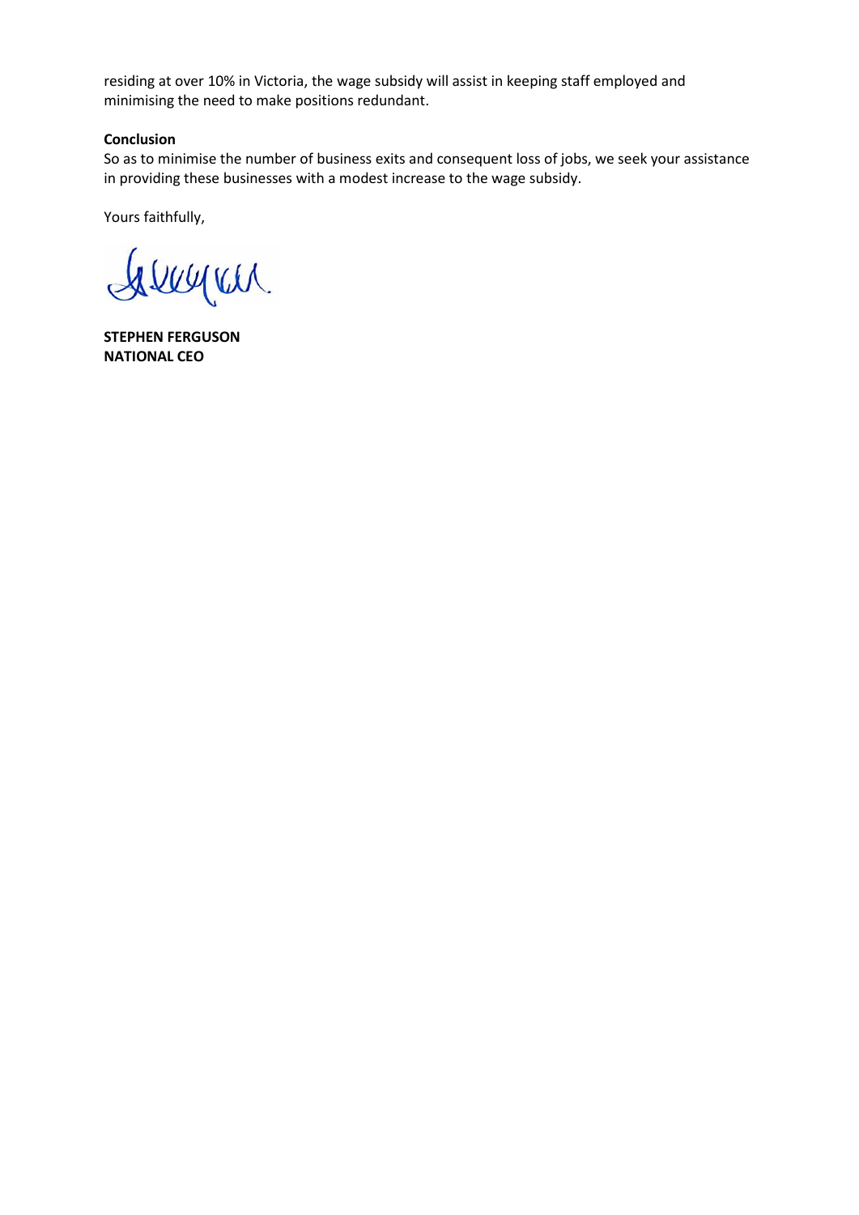residing at over 10% in Victoria, the wage subsidy will assist in keeping staff employed and minimising the need to make positions redundant.

**Conclusion**

So as to minimise the number of business exits and consequent loss of jobs, we seek your assistance in providing these businesses with a modest increase to the wage subsidy.

Yours faithfully,

**STEPHEN FERGUSON**
**NATIONAL CEO**